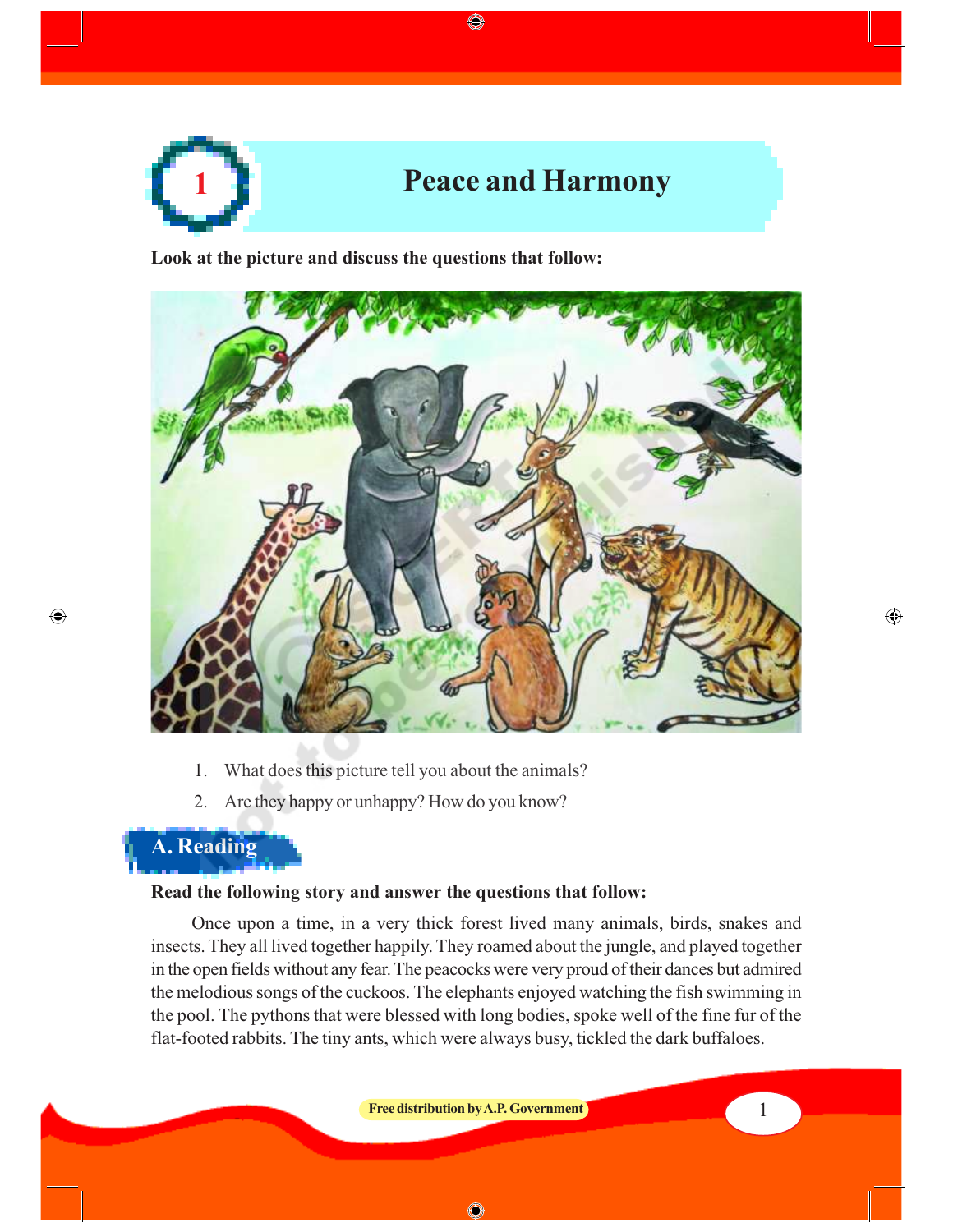# 1 Peace and Harmony

**Look at the picture and discuss the questions that follow:**

1. What does this picture tell you about the animals?
2. Are they happy or unhappy? How do you know?

## A. Reading

**Read the following story and answer the questions that follow:**

Once upon a time, in a very thick forest lived many animals, birds, snakes and insects. They all lived together happily. They roamed about the jungle, and played together in the open fields without any fear. The peacocks were very proud of their dances but admired the melodious songs of the cuckoos. The elephants enjoyed watching the fish swimming in the pool. The pythons that were blessed with long bodies, spoke well of the fine fur of the flat-footed rabbits. The tiny ants, which were always busy, tickled the dark buffaloes.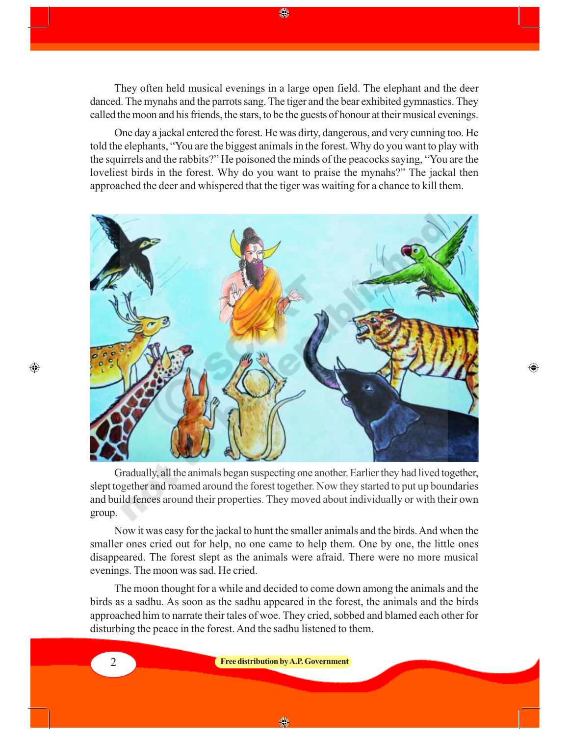They often held musical evenings in a large open field. The elephant and the deer danced. The mynahs and the parrots sang. The tiger and the bear exhibited gymnastics. They called the moon and his friends, the stars, to be the guests of honour at their musical evenings.

One day a jackal entered the forest. He was dirty, dangerous, and very cunning too. He told the elephants, "You are the biggest animals in the forest. Why do you want to play with the squirrels and the rabbits?" He poisoned the minds of the peacocks saying, "You are the loveliest birds in the forest. Why do you want to praise the mynahs?" The jackal then approached the deer and whispered that the tiger was waiting for a chance to kill them.

Gradually, all the animals began suspecting one another. Earlier they had lived together, slept together and roamed around the forest together. Now they started to put up boundaries and build fences around their properties. They moved about individually or with their own group.

Now it was easy for the jackal to hunt the smaller animals and the birds. And when the smaller ones cried out for help, no one came to help them. One by one, the little ones disappeared. The forest slept as the animals were afraid. There were no more musical evenings. The moon was sad. He cried.

The moon thought for a while and decided to come down among the animals and the birds as a sadhu. As soon as the sadhu appeared in the forest, the animals and the birds approached him to narrate their tales of woe. They cried, sobbed and blamed each other for disturbing the peace in the forest. And the sadhu listened to them.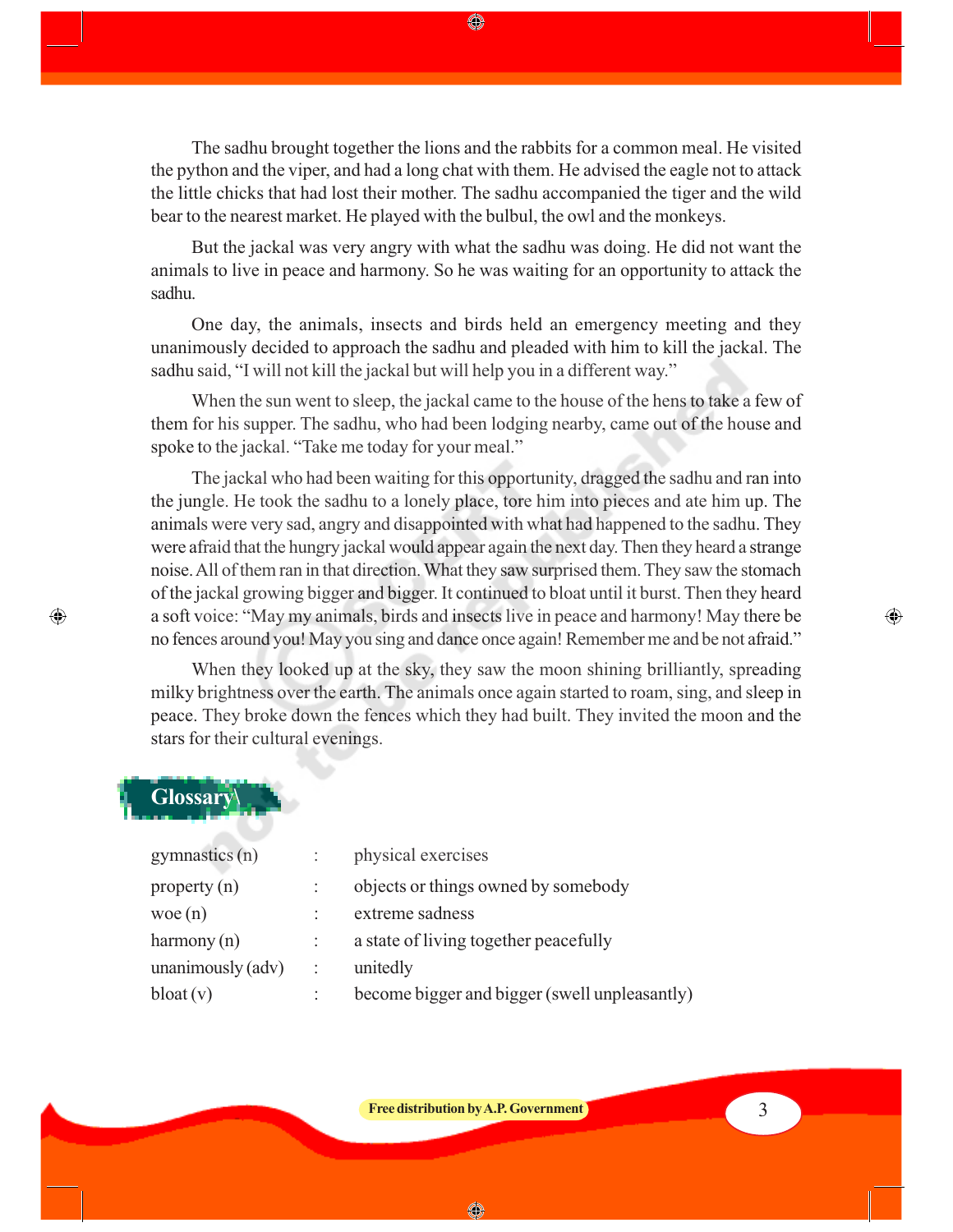The sadhu brought together the lions and the rabbits for a common meal. He visited the python and the viper, and had a long chat with them. He advised the eagle not to attack the little chicks that had lost their mother. The sadhu accompanied the tiger and the wild bear to the nearest market. He played with the bulbul, the owl and the monkeys.

But the jackal was very angry with what the sadhu was doing. He did not want the animals to live in peace and harmony. So he was waiting for an opportunity to attack the sadhu.

One day, the animals, insects and birds held an emergency meeting and they unanimously decided to approach the sadhu and pleaded with him to kill the jackal. The sadhu said, "I will not kill the jackal but will help you in a different way."

When the sun went to sleep, the jackal came to the house of the hens to take a few of them for his supper. The sadhu, who had been lodging nearby, came out of the house and spoke to the jackal. "Take me today for your meal."

The jackal who had been waiting for this opportunity, dragged the sadhu and ran into the jungle. He took the sadhu to a lonely place, tore him into pieces and ate him up. The animals were very sad, angry and disappointed with what had happened to the sadhu. They were afraid that the hungry jackal would appear again the next day. Then they heard a strange noise. All of them ran in that direction. What they saw surprised them. They saw the stomach of the jackal growing bigger and bigger. It continued to bloat until it burst. Then they heard a soft voice: "May my animals, birds and insects live in peace and harmony! May there be no fences around you! May you sing and dance once again! Remember me and be not afraid."

When they looked up at the sky, they saw the moon shining brilliantly, spreading milky brightness over the earth. The animals once again started to roam, sing, and sleep in peace. They broke down the fences which they had built. They invited the moon and the stars for their cultural evenings.

## Glossary

| | | |
|---|---|---|
| gymnastics (n) | : | physical exercises |
| property (n) | : | objects or things owned by somebody |
| woe (n) | : | extreme sadness |
| harmony (n) | : | a state of living together peacefully |
| unanimously (adv) | : | unitedly |
| bloat (v) | : | become bigger and bigger (swell unpleasantly) |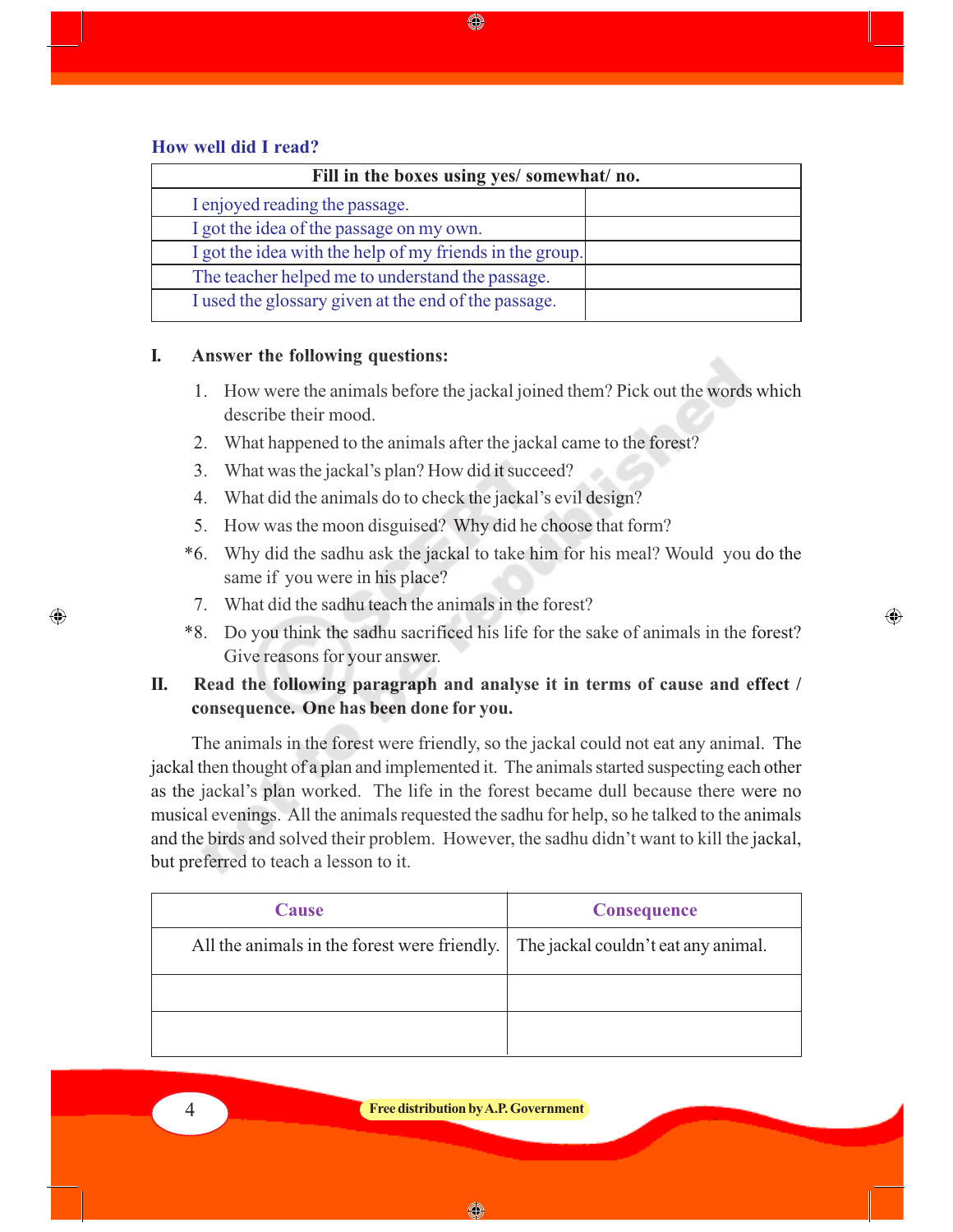### How well did I read?

| Fill in the boxes using yes/ somewhat/ no. | |
|---|---|
| I enjoyed reading the passage. | |
| I got the idea of the passage on my own. | |
| I got the idea with the help of my friends in the group. | |
| The teacher helped me to understand the passage. | |
| I used the glossary given at the end of the passage. | |

**I. Answer the following questions:**

1. How were the animals before the jackal joined them? Pick out the words which describe their mood.
2. What happened to the animals after the jackal came to the forest?
3. What was the jackal's plan? How did it succeed?
4. What did the animals do to check the jackal's evil design?
5. How was the moon disguised? Why did he choose that form?

*6. Why did the sadhu ask the jackal to take him for his meal? Would you do the same if you were in his place?

7. What did the sadhu teach the animals in the forest?

*8. Do you think the sadhu sacrificed his life for the sake of animals in the forest? Give reasons for your answer.

**II. Read the following paragraph and analyse it in terms of cause and effect / consequence. One has been done for you.**

The animals in the forest were friendly, so the jackal could not eat any animal. The jackal then thought of a plan and implemented it. The animals started suspecting each other as the jackal's plan worked. The life in the forest became dull because there were no musical evenings. All the animals requested the sadhu for help, so he talked to the animals and the birds and solved their problem. However, the sadhu didn't want to kill the jackal, but preferred to teach a lesson to it.

| Cause | Consequence |
|---|---|
| All the animals in the forest were friendly. | The jackal couldn't eat any animal. |
| | |
| | |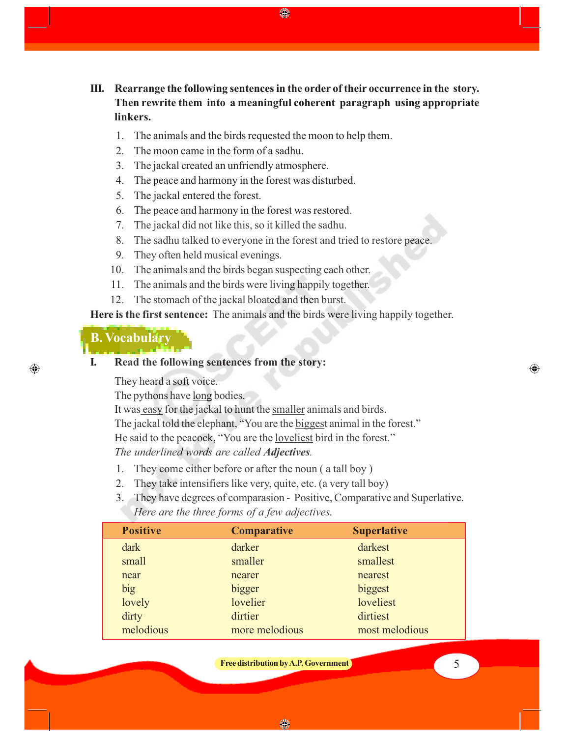**III. Rearrange the following sentences in the order of their occurrence in the story. Then rewrite them into a meaningful coherent paragraph using appropriate linkers.**

1. The animals and the birds requested the moon to help them.
2. The moon came in the form of a sadhu.
3. The jackal created an unfriendly atmosphere.
4. The peace and harmony in the forest was disturbed.
5. The jackal entered the forest.
6. The peace and harmony in the forest was restored.
7. The jackal did not like this, so it killed the sadhu.
8. The sadhu talked to everyone in the forest and tried to restore peace.
9. They often held musical evenings.
10. The animals and the birds began suspecting each other.
11. The animals and the birds were living happily together.
12. The stomach of the jackal bloated and then burst.

**Here is the first sentence:** The animals and the birds were living happily together.

## B. Vocabulary

**I. Read the following sentences from the story:**

They heard a <u>soft</u> voice.
The pythons have <u>long</u> bodies.
It was <u>easy</u> for the jackal to hunt the <u>smaller</u> animals and birds.
The jackal told the elephant, "You are the <u>biggest</u> animal in the forest."
He said to the peacock, "You are the <u>loveliest</u> bird in the forest."
*The underlined words are called* ***Adjectives****.*

1. They come either before or after the noun ( a tall boy )
2. They take intensifiers like very, quite, etc. (a very tall boy)
3. They have degrees of comparasion - Positive, Comparative and Superlative.
   *Here are the three forms of a few adjectives.*

| Positive | Comparative | Superlative |
|---|---|---|
| dark | darker | darkest |
| small | smaller | smallest |
| near | nearer | nearest |
| big | bigger | biggest |
| lovely | lovelier | loveliest |
| dirty | dirtier | dirtiest |
| melodious | more melodious | most melodious |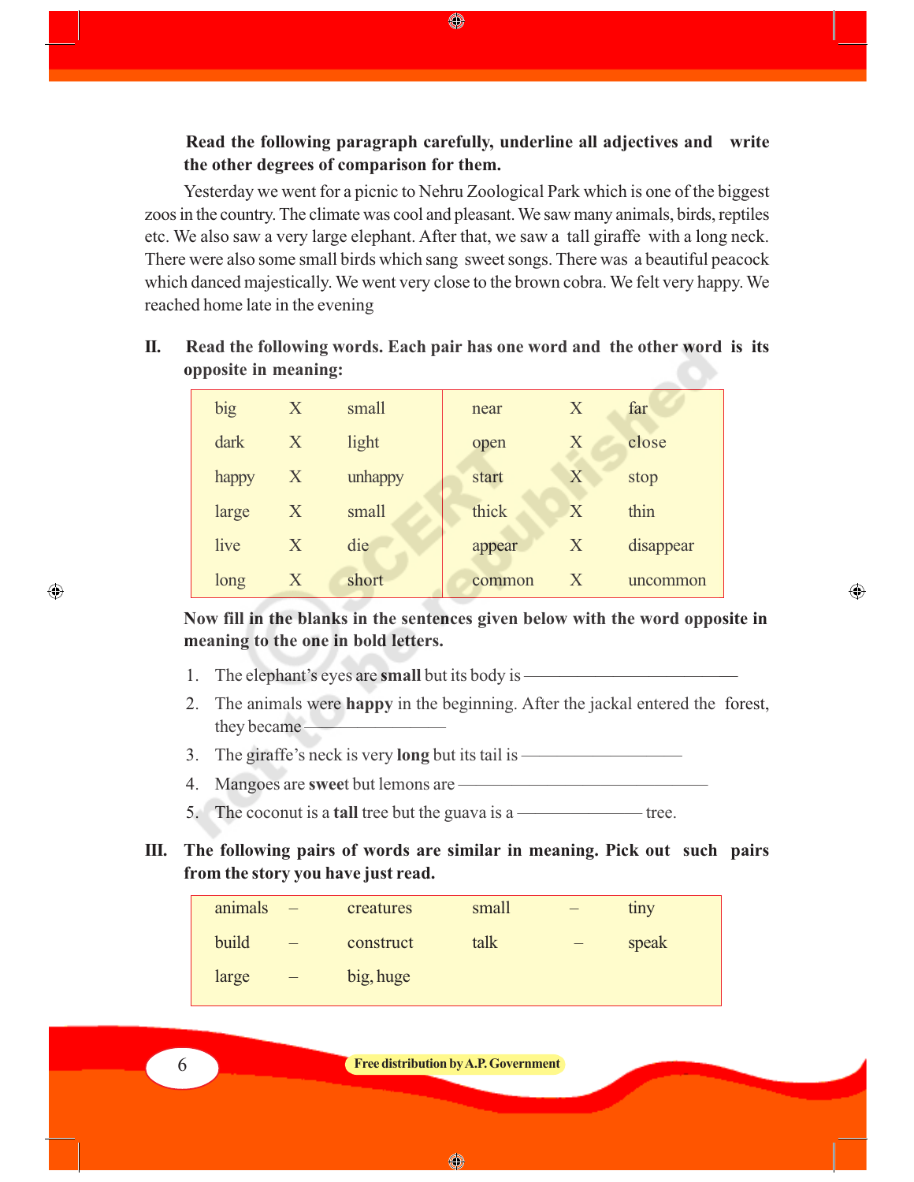**Read the following paragraph carefully, underline all adjectives and write the other degrees of comparison for them.**

Yesterday we went for a picnic to Nehru Zoological Park which is one of the biggest zoos in the country. The climate was cool and pleasant. We saw many animals, birds, reptiles etc. We also saw a very large elephant. After that, we saw a tall giraffe with a long neck. There were also some small birds which sang sweet songs. There was a beautiful peacock which danced majestically. We went very close to the brown cobra. We felt very happy. We reached home late in the evening

**II. Read the following words. Each pair has one word and the other word is its opposite in meaning:**

| | | | | | |
|---|---|---|---|---|---|
| big | X | small | near | X | far |
| dark | X | light | open | X | close |
| happy | X | unhappy | start | X | stop |
| large | X | small | thick | X | thin |
| live | X | die | appear | X | disappear |
| long | X | short | common | X | uncommon |

**Now fill in the blanks in the sentences given below with the word opposite in meaning to the one in bold letters.**

1. The elephant's eyes are **small** but its body is ____________________
2. The animals were **happy** in the beginning. After the jackal entered the forest, they became ____________
3. The giraffe's neck is very **long** but its tail is ______________
4. Mangoes are **sweet** but lemons are ______________________
5. The coconut is a **tall** tree but the guava is a ___________ tree.

**III. The following pairs of words are similar in meaning. Pick out such pairs from the story you have just read.**

| | | | | | |
|---|---|---|---|---|---|
| animals | – | creatures | small | – | tiny |
| build | – | construct | talk | – | speak |
| large | – | big, huge | | | |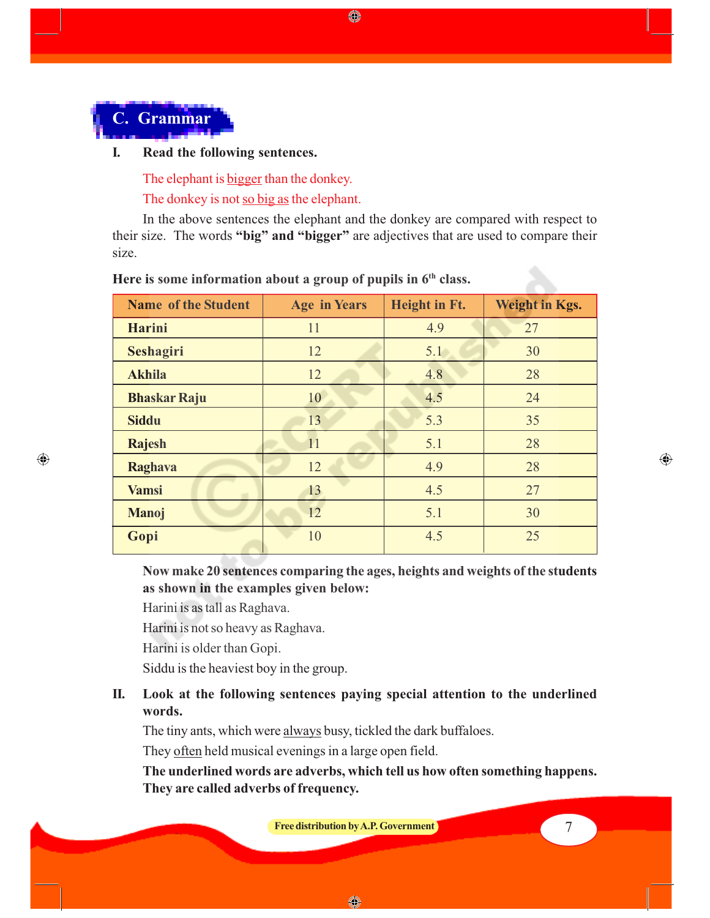## C. Grammar

**I. Read the following sentences.**

The elephant is <u>bigger</u> than the donkey.

The donkey is not <u>so big as</u> the elephant.

In the above sentences the elephant and the donkey are compared with respect to their size. The words **"big" and "bigger"** are adjectives that are used to compare their size.

**Here is some information about a group of pupils in 6th class.**

| Name of the Student | Age in Years | Height in Ft. | Weight in Kgs. |
|---|---|---|---|
| **Harini** | 11 | 4.9 | 27 |
| **Seshagiri** | 12 | 5.1 | 30 |
| **Akhila** | 12 | 4.8 | 28 |
| **Bhaskar Raju** | 10 | 4.5 | 24 |
| **Siddu** | 13 | 5.3 | 35 |
| **Rajesh** | 11 | 5.1 | 28 |
| **Raghava** | 12 | 4.9 | 28 |
| **Vamsi** | 13 | 4.5 | 27 |
| **Manoj** | 12 | 5.1 | 30 |
| **Gopi** | 10 | 4.5 | 25 |

**Now make 20 sentences comparing the ages, heights and weights of the students as shown in the examples given below:**

Harini is as tall as Raghava.

Harini is not so heavy as Raghava.

Harini is older than Gopi.

Siddu is the heaviest boy in the group.

**II. Look at the following sentences paying special attention to the underlined words.**

The tiny ants, which were <u>always</u> busy, tickled the dark buffaloes.

They <u>often</u> held musical evenings in a large open field.

**The underlined words are adverbs, which tell us how often something happens. They are called adverbs of frequency.**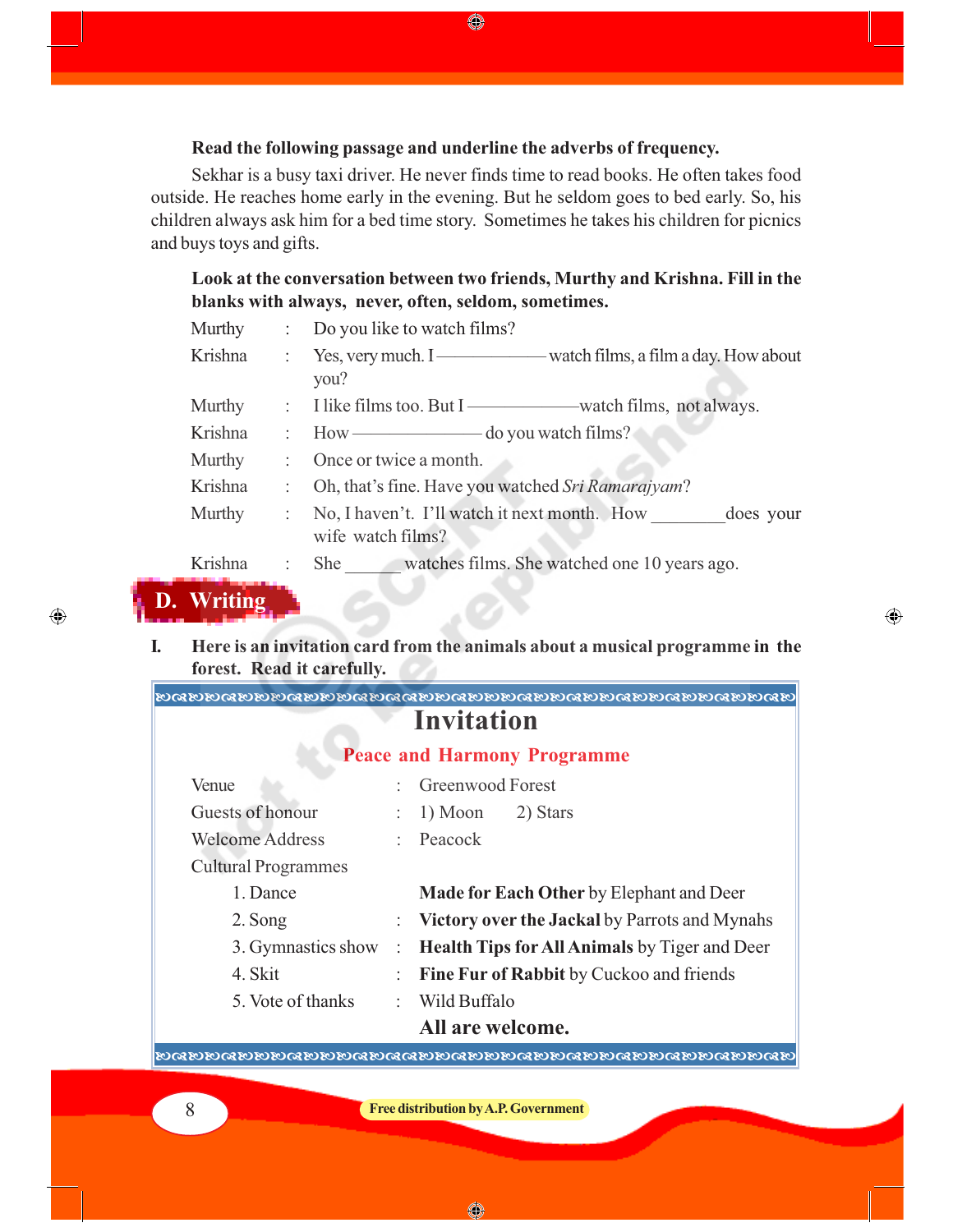**Read the following passage and underline the adverbs of frequency.**

Sekhar is a busy taxi driver. He never finds time to read books. He often takes food outside. He reaches home early in the evening. But he seldom goes to bed early. So, his children always ask him for a bed time story. Sometimes he takes his children for picnics and buys toys and gifts.

**Look at the conversation between two friends, Murthy and Krishna. Fill in the blanks with always, never, often, seldom, sometimes.**

Murthy : Do you like to watch films?

Krishna : Yes, very much. I ————— watch films, a film a day. How about you?

Murthy : I like films too. But I ————— watch films, not always.

Krishna : How ————— do you watch films?

Murthy : Once or twice a month.

Krishna : Oh, that's fine. Have you watched *Sri Ramarajyam*?

Murthy : No, I haven't. I'll watch it next month. How ________ does your wife watch films?

Krishna : She ______ watches films. She watched one 10 years ago.

## D. Writing

**I. Here is an invitation card from the animals about a musical programme in the forest. Read it carefully.**

# Invitation

## Peace and Harmony Programme

| | | |
|---|---|---|
| Venue | : | Greenwood Forest |
| Guests of honour | : | 1) Moon 2) Stars |
| Welcome Address | : | Peacock |
| Cultural Programmes | | |
| 1. Dance | | **Made for Each Other** by Elephant and Deer |
| 2. Song | : | **Victory over the Jackal** by Parrots and Mynahs |
| 3. Gymnastics show | : | **Health Tips for All Animals** by Tiger and Deer |
| 4. Skit | : | **Fine Fur of Rabbit** by Cuckoo and friends |
| 5. Vote of thanks | : | Wild Buffalo |

**All are welcome.**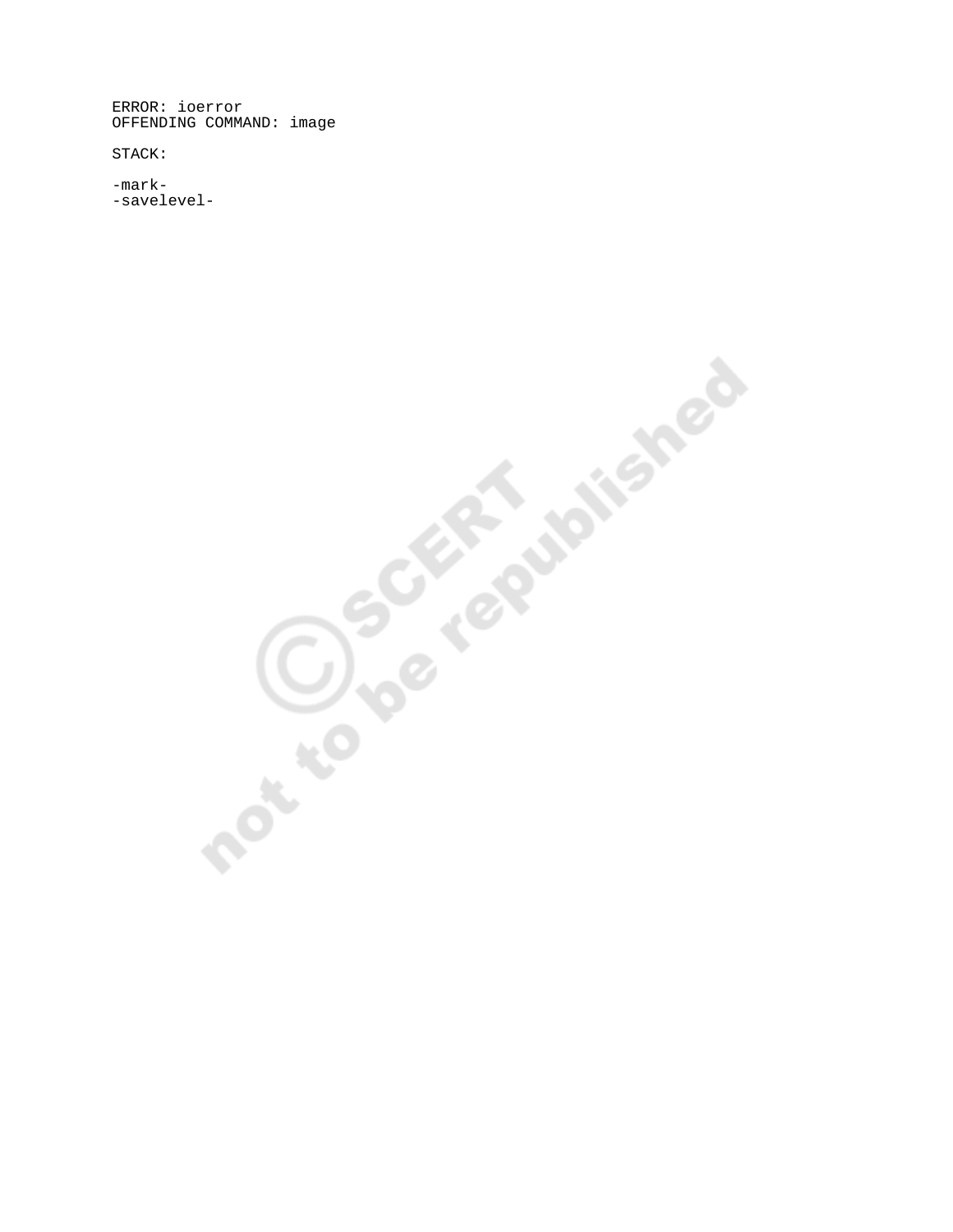ERROR: ioerror
OFFENDING COMMAND: image

STACK:

-mark-
-savelevel-